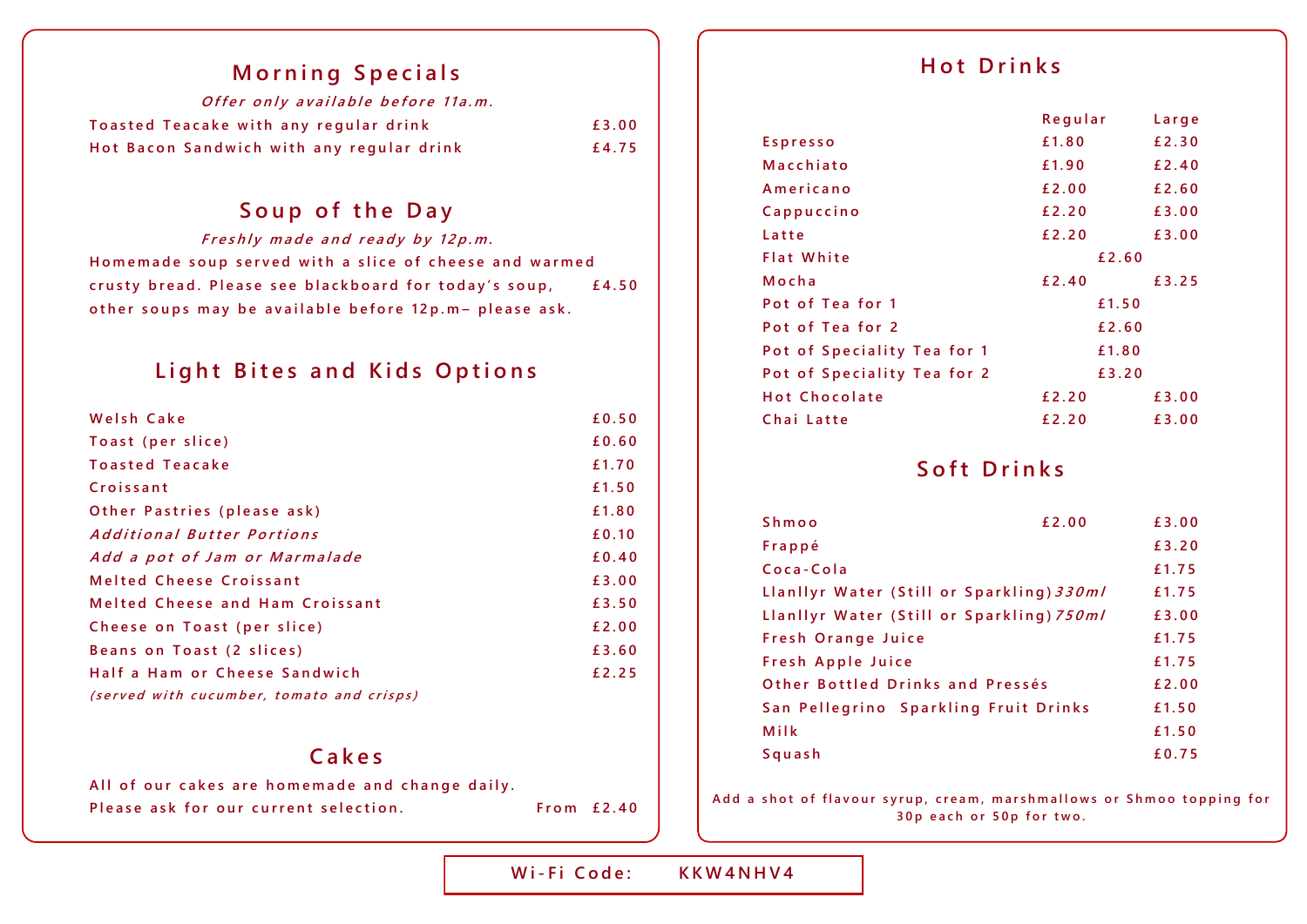## Morning Specials

*Offer only available before 11a.m.*

| | |
|---|---|
| Toasted Teacake with any regular drink | £3.00 |
| Hot Bacon Sandwich with any regular drink | £4.75 |

## Soup of the Day

*Freshly made and ready by 12p.m.*

Homemade soup served with a slice of cheese and warmed crusty bread. Please see blackboard for today's soup, other soups may be available before 12p.m– please ask. £4.50

## Light Bites and Kids Options

| | |
|---|---|
| Welsh Cake | £0.50 |
| Toast (per slice) | £0.60 |
| Toasted Teacake | £1.70 |
| Croissant | £1.50 |
| Other Pastries (please ask) | £1.80 |
| *Additional Butter Portions* | £0.10 |
| *Add a pot of Jam or Marmalade* | £0.40 |
| Melted Cheese Croissant | £3.00 |
| Melted Cheese and Ham Croissant | £3.50 |
| Cheese on Toast (per slice) | £2.00 |
| Beans on Toast (2 slices) | £3.60 |
| Half a Ham or Cheese Sandwich | £2.25 |

*(served with cucumber, tomato and crisps)*

## Cakes

All of our cakes are homemade and change daily. Please ask for our current selection. From £2.40

## Hot Drinks

| | Regular | Large |
|---|---|---|
| Espresso | £1.80 | £2.30 |
| Macchiato | £1.90 | £2.40 |
| Americano | £2.00 | £2.60 |
| Cappuccino | £2.20 | £3.00 |
| Latte | £2.20 | £3.00 |
| Flat White | £2.60 | |
| Mocha | £2.40 | £3.25 |
| Pot of Tea for 1 | £1.50 | |
| Pot of Tea for 2 | £2.60 | |
| Pot of Speciality Tea for 1 | £1.80 | |
| Pot of Speciality Tea for 2 | £3.20 | |
| Hot Chocolate | £2.20 | £3.00 |
| Chai Latte | £2.20 | £3.00 |

## Soft Drinks

| | | |
|---|---|---|
| Shmoo | £2.00 | £3.00 |
| Frappé | | £3.20 |
| Coca-Cola | | £1.75 |
| Llanllyr Water (Still or Sparkling) *330ml* | | £1.75 |
| Llanllyr Water (Still or Sparkling) *750ml* | | £3.00 |
| Fresh Orange Juice | | £1.75 |
| Fresh Apple Juice | | £1.75 |
| Other Bottled Drinks and Pressés | | £2.00 |
| San Pellegrino Sparkling Fruit Drinks | | £1.50 |
| Milk | | £1.50 |
| Squash | | £0.75 |

Add a shot of flavour syrup, cream, marshmallows or Shmoo topping for 30p each or 50p for two.

Wi-Fi Code: KKW4NHV4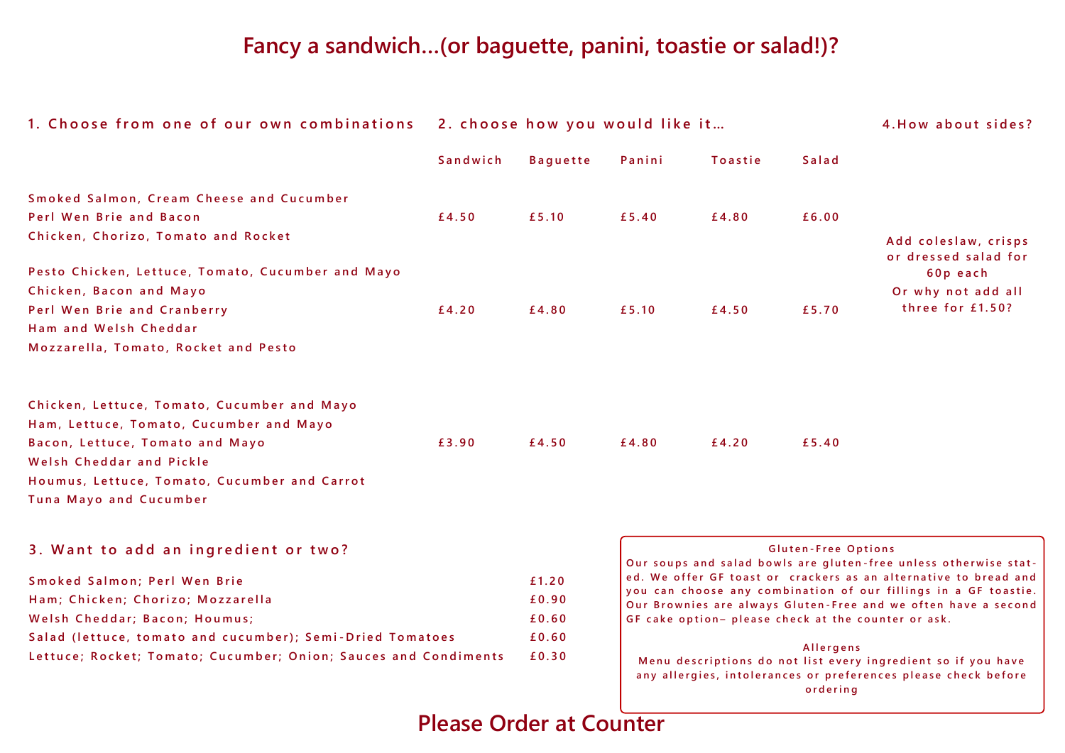# Fancy a sandwich...(or baguette, panini, toastie or salad!)?

## 1. Choose from one of our own combinations

## 2. choose how you would like it...

| Combination | Sandwich | Baguette | Panini | Toastie | Salad |
|---|---|---|---|---|---|
| Smoked Salmon, Cream Cheese and Cucumber<br>Perl Wen Brie and Bacon<br>Chicken, Chorizo, Tomato and Rocket | £4.50 | £5.10 | £5.40 | £4.80 | £6.00 |
| Pesto Chicken, Lettuce, Tomato, Cucumber and Mayo<br>Chicken, Bacon and Mayo<br>Perl Wen Brie and Cranberry<br>Ham and Welsh Cheddar<br>Mozzarella, Tomato, Rocket and Pesto | £4.20 | £4.80 | £5.10 | £4.50 | £5.70 |
| Chicken, Lettuce, Tomato, Cucumber and Mayo<br>Ham, Lettuce, Tomato, Cucumber and Mayo<br>Bacon, Lettuce, Tomato and Mayo<br>Welsh Cheddar and Pickle<br>Houmus, Lettuce, Tomato, Cucumber and Carrot<br>Tuna Mayo and Cucumber | £3.90 | £4.50 | £4.80 | £4.20 | £5.40 |

## 3. Want to add an ingredient or two?

| | |
|---|---|
| Smoked Salmon; Perl Wen Brie | £1.20 |
| Ham; Chicken; Chorizo; Mozzarella | £0.90 |
| Welsh Cheddar; Bacon; Houmus; | £0.60 |
| Salad (lettuce, tomato and cucumber); Semi-Dried Tomatoes | £0.60 |
| Lettuce; Rocket; Tomato; Cucumber; Onion; Sauces and Condiments | £0.30 |

## 4.How about sides?

Add coleslaw, crisps or dressed salad for 60p each

Or why not add all three for £1.50?

### Gluten-Free Options

Our soups and salad bowls are gluten-free unless otherwise stated. We offer GF toast or crackers as an alternative to bread and you can choose any combination of our fillings in a GF toastie. Our Brownies are always Gluten-Free and we often have a second GF cake option– please check at the counter or ask.

### Allergens

Menu descriptions do not list every ingredient so if you have any allergies, intolerances or preferences please check before ordering

## Please Order at Counter